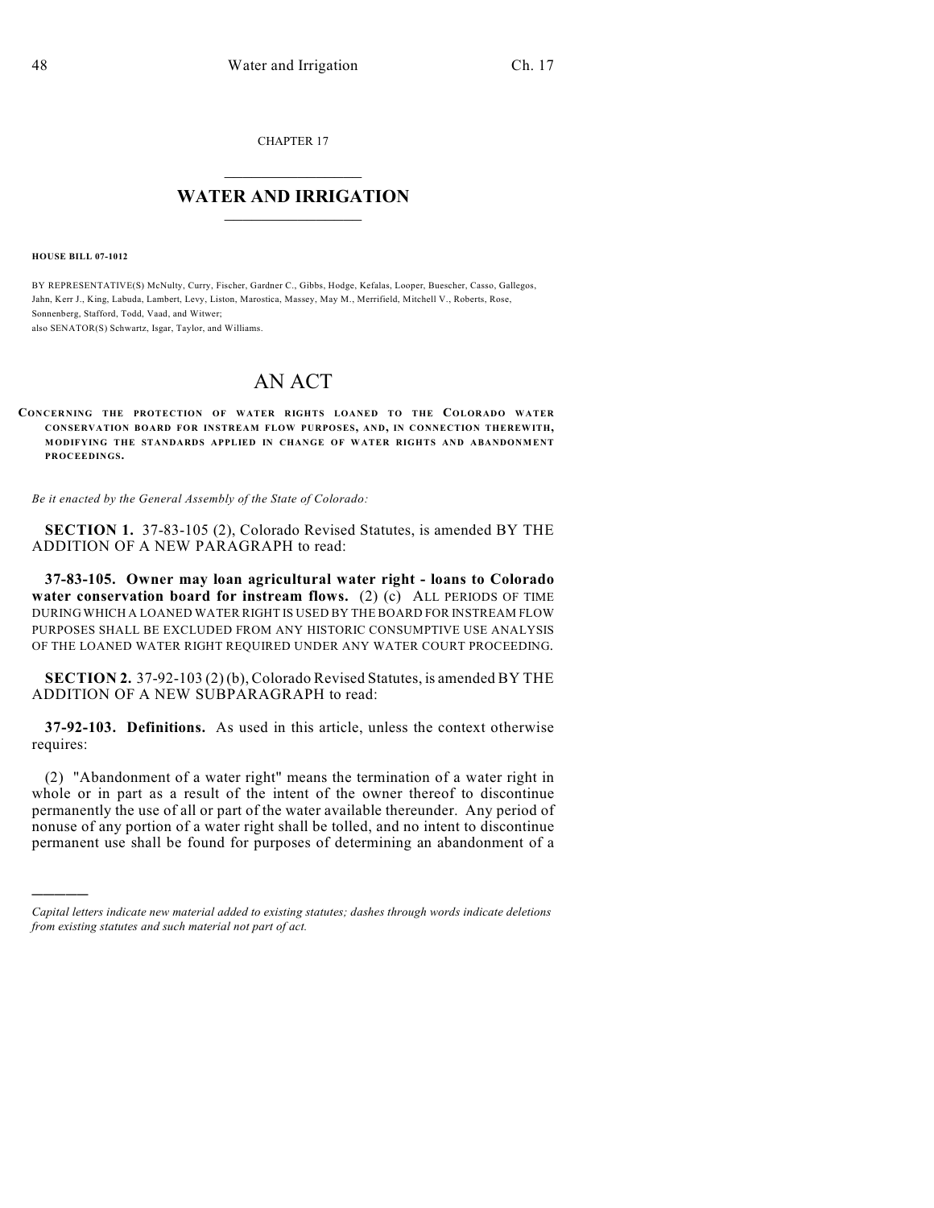CHAPTER 17

# WATER AND IRRIGATION

**HOUSE BILL 07-1012**

BY REPRESENTATIVE(S) McNulty, Curry, Fischer, Gardner C., Gibbs, Hodge, Kefalas, Looper, Buescher, Casso, Gallegos, Jahn, Kerr J., King, Labuda, Lambert, Levy, Liston, Marostica, Massey, May M., Merrifield, Mitchell V., Roberts, Rose, Sonnenberg, Stafford, Todd, Vaad, and Witwer;
also SENATOR(S) Schwartz, Isgar, Taylor, and Williams.

# AN ACT

**CONCERNING THE PROTECTION OF WATER RIGHTS LOANED TO THE COLORADO WATER CONSERVATION BOARD FOR INSTREAM FLOW PURPOSES, AND, IN CONNECTION THEREWITH, MODIFYING THE STANDARDS APPLIED IN CHANGE OF WATER RIGHTS AND ABANDONMENT PROCEEDINGS.**

*Be it enacted by the General Assembly of the State of Colorado:*

**SECTION 1.** 37-83-105 (2), Colorado Revised Statutes, is amended BY THE ADDITION OF A NEW PARAGRAPH to read:

**37-83-105. Owner may loan agricultural water right - loans to Colorado water conservation board for instream flows.** (2) (c) ALL PERIODS OF TIME DURING WHICH A LOANED WATER RIGHT IS USED BY THE BOARD FOR INSTREAM FLOW PURPOSES SHALL BE EXCLUDED FROM ANY HISTORIC CONSUMPTIVE USE ANALYSIS OF THE LOANED WATER RIGHT REQUIRED UNDER ANY WATER COURT PROCEEDING.

**SECTION 2.** 37-92-103 (2) (b), Colorado Revised Statutes, is amended BY THE ADDITION OF A NEW SUBPARAGRAPH to read:

**37-92-103. Definitions.** As used in this article, unless the context otherwise requires:

(2) "Abandonment of a water right" means the termination of a water right in whole or in part as a result of the intent of the owner thereof to discontinue permanently the use of all or part of the water available thereunder. Any period of nonuse of any portion of a water right shall be tolled, and no intent to discontinue permanent use shall be found for purposes of determining an abandonment of a

---

*Capital letters indicate new material added to existing statutes; dashes through words indicate deletions from existing statutes and such material not part of act.*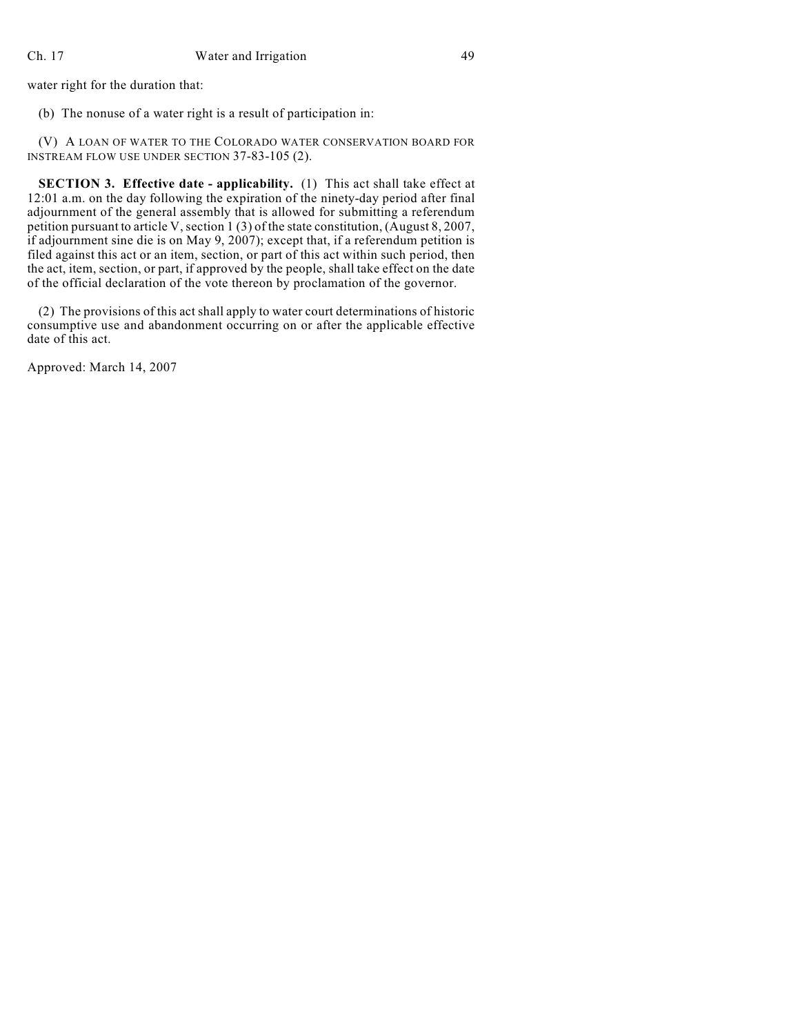water right for the duration that:

(b) The nonuse of a water right is a result of participation in:

(V) A LOAN OF WATER TO THE COLORADO WATER CONSERVATION BOARD FOR INSTREAM FLOW USE UNDER SECTION 37-83-105 (2).

**SECTION 3. Effective date - applicability.** (1) This act shall take effect at 12:01 a.m. on the day following the expiration of the ninety-day period after final adjournment of the general assembly that is allowed for submitting a referendum petition pursuant to article V, section 1 (3) of the state constitution, (August 8, 2007, if adjournment sine die is on May 9, 2007); except that, if a referendum petition is filed against this act or an item, section, or part of this act within such period, then the act, item, section, or part, if approved by the people, shall take effect on the date of the official declaration of the vote thereon by proclamation of the governor.

(2) The provisions of this act shall apply to water court determinations of historic consumptive use and abandonment occurring on or after the applicable effective date of this act.

Approved: March 14, 2007